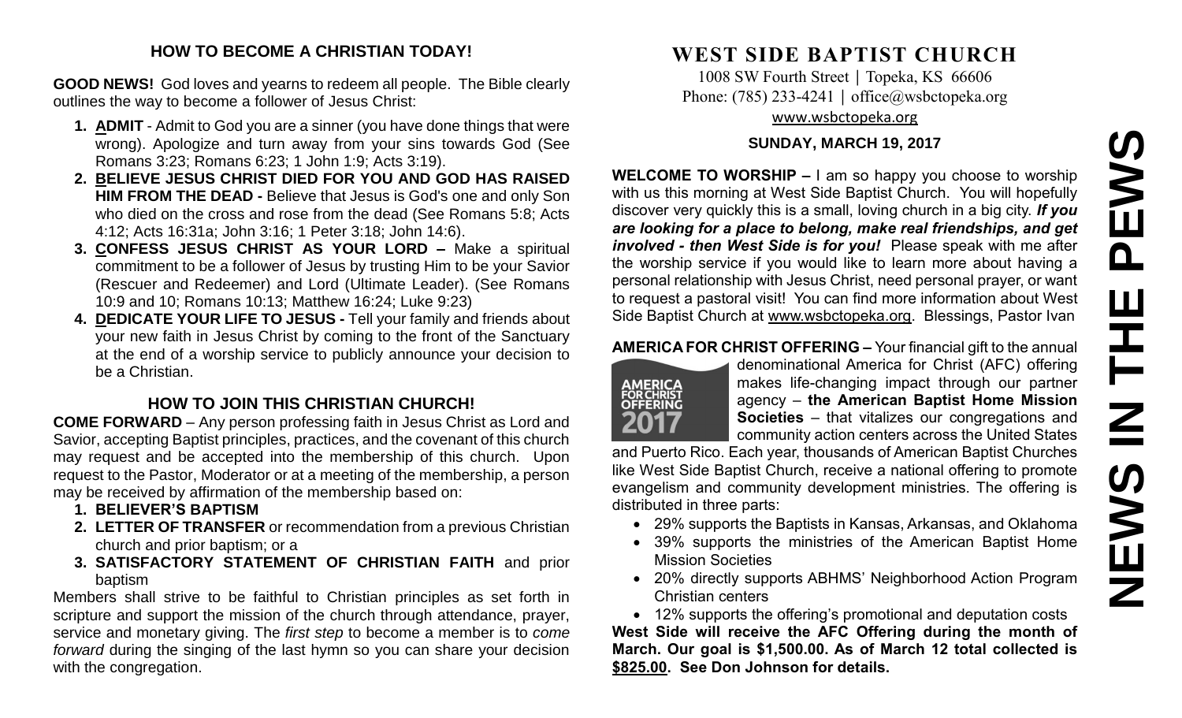## HOW TO BECOME A CHRISTIAN TODAY!

**GOOD NEWS!** God loves and yearns to redeem all people. The Bible clearly outlines the way to become a follower of Jesus Christ:

1. **ADMIT** - Admit to God you are a sinner (you have done things that were wrong). Apologize and turn away from your sins towards God (See Romans 3:23; Romans 6:23; 1 John 1:9; Acts 3:19).
2. **BELIEVE JESUS CHRIST DIED FOR YOU AND GOD HAS RAISED HIM FROM THE DEAD -** Believe that Jesus is God's one and only Son who died on the cross and rose from the dead (See Romans 5:8; Acts 4:12; Acts 16:31a; John 3:16; 1 Peter 3:18; John 14:6).
3. **CONFESS JESUS CHRIST AS YOUR LORD –** Make a spiritual commitment to be a follower of Jesus by trusting Him to be your Savior (Rescuer and Redeemer) and Lord (Ultimate Leader). (See Romans 10:9 and 10; Romans 10:13; Matthew 16:24; Luke 9:23)
4. **DEDICATE YOUR LIFE TO JESUS -** Tell your family and friends about your new faith in Jesus Christ by coming to the front of the Sanctuary at the end of a worship service to publicly announce your decision to be a Christian.

## HOW TO JOIN THIS CHRISTIAN CHURCH!

**COME FORWARD** – Any person professing faith in Jesus Christ as Lord and Savior, accepting Baptist principles, practices, and the covenant of this church may request and be accepted into the membership of this church. Upon request to the Pastor, Moderator or at a meeting of the membership, a person may be received by affirmation of the membership based on:

1. **BELIEVER'S BAPTISM**
2. **LETTER OF TRANSFER** or recommendation from a previous Christian church and prior baptism; or a
3. **SATISFACTORY STATEMENT OF CHRISTIAN FAITH** and prior baptism

Members shall strive to be faithful to Christian principles as set forth in scripture and support the mission of the church through attendance, prayer, service and monetary giving. The *first step* to become a member is to *come forward* during the singing of the last hymn so you can share your decision with the congregation.

# WEST SIDE BAPTIST CHURCH

1008 SW Fourth Street | Topeka, KS 66606
Phone: (785) 233-4241 | office@wsbctopeka.org
www.wsbctopeka.org

**SUNDAY, MARCH 19, 2017**

**WELCOME TO WORSHIP –** I am so happy you choose to worship with us this morning at West Side Baptist Church. You will hopefully discover very quickly this is a small, loving church in a big city. ***If you are looking for a place to belong, make real friendships, and get involved - then West Side is for you!*** Please speak with me after the worship service if you would like to learn more about having a personal relationship with Jesus Christ, need personal prayer, or want to request a pastoral visit! You can find more information about West Side Baptist Church at www.wsbctopeka.org. Blessings, Pastor Ivan

**AMERICA FOR CHRIST OFFERING –** Your financial gift to the annual denominational America for Christ (AFC) offering makes life-changing impact through our partner agency – **the American Baptist Home Mission Societies** – that vitalizes our congregations and community action centers across the United States and Puerto Rico. Each year, thousands of American Baptist Churches like West Side Baptist Church, receive a national offering to promote evangelism and community development ministries. The offering is distributed in three parts:

- 29% supports the Baptists in Kansas, Arkansas, and Oklahoma
- 39% supports the ministries of the American Baptist Home Mission Societies
- 20% directly supports ABHMS' Neighborhood Action Program Christian centers
- 12% supports the offering's promotional and deputation costs

**West Side will receive the AFC Offering during the month of March. Our goal is $1,500.00. As of March 12 total collected is $825.00. See Don Johnson for details.**

# NEWS IN THE PEWS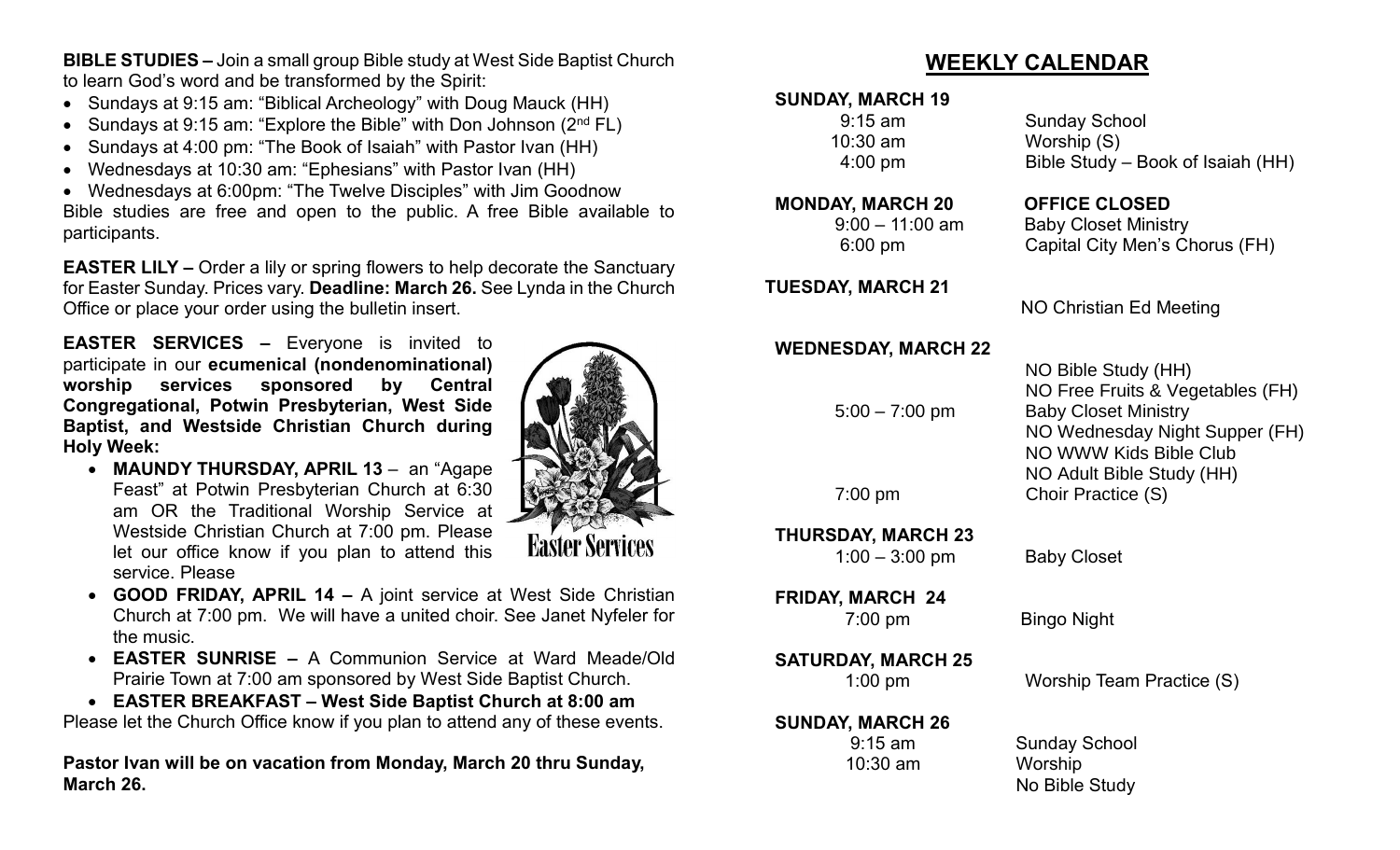**BIBLE STUDIES –** Join a small group Bible study at West Side Baptist Church to learn God's word and be transformed by the Spirit:

- Sundays at 9:15 am: "Biblical Archeology" with Doug Mauck (HH)
- Sundays at 9:15 am: "Explore the Bible" with Don Johnson (2nd FL)
- Sundays at 4:00 pm: "The Book of Isaiah" with Pastor Ivan (HH)
- Wednesdays at 10:30 am: "Ephesians" with Pastor Ivan (HH)
- Wednesdays at 6:00pm: "The Twelve Disciples" with Jim Goodnow

Bible studies are free and open to the public. A free Bible available to participants.

**EASTER LILY –** Order a lily or spring flowers to help decorate the Sanctuary for Easter Sunday. Prices vary. **Deadline: March 26.** See Lynda in the Church Office or place your order using the bulletin insert.

**EASTER SERVICES –** Everyone is invited to participate in our **ecumenical (nondenominational) worship services sponsored by Central Congregational, Potwin Presbyterian, West Side Baptist, and Westside Christian Church during Holy Week:**

- **MAUNDY THURSDAY, APRIL 13** – an "Agape Feast" at Potwin Presbyterian Church at 6:30 am OR the Traditional Worship Service at Westside Christian Church at 7:00 pm. Please let our office know if you plan to attend this service. Please
- **GOOD FRIDAY, APRIL 14 –** A joint service at West Side Christian Church at 7:00 pm. We will have a united choir. See Janet Nyfeler for the music.
- **EASTER SUNRISE –** A Communion Service at Ward Meade/Old Prairie Town at 7:00 am sponsored by West Side Baptist Church.
- **EASTER BREAKFAST – West Side Baptist Church at 8:00 am**

Please let the Church Office know if you plan to attend any of these events.

**Pastor Ivan will be on vacation from Monday, March 20 thru Sunday, March 26.**

## WEEKLY CALENDAR

**SUNDAY, MARCH 19**

| | |
|---|---|
| 9:15 am | Sunday School |
| 10:30 am | Worship (S) |
| 4:00 pm | Bible Study – Book of Isaiah (HH) |

**MONDAY, MARCH 20** — **OFFICE CLOSED**

| | |
|---|---|
| 9:00 – 11:00 am | Baby Closet Ministry |
| 6:00 pm | Capital City Men's Chorus (FH) |

**TUESDAY, MARCH 21**

| | |
|---|---|
| | NO Christian Ed Meeting |

**WEDNESDAY, MARCH 22**

| | |
|---|---|
| | NO Bible Study (HH) |
| | NO Free Fruits & Vegetables (FH) |
| 5:00 – 7:00 pm | Baby Closet Ministry |
| | NO Wednesday Night Supper (FH) |
| | NO WWW Kids Bible Club |
| | NO Adult Bible Study (HH) |
| 7:00 pm | Choir Practice (S) |

**THURSDAY, MARCH 23**

| | |
|---|---|
| 1:00 – 3:00 pm | Baby Closet |

**FRIDAY, MARCH 24**

| | |
|---|---|
| 7:00 pm | Bingo Night |

**SATURDAY, MARCH 25**

| | |
|---|---|
| 1:00 pm | Worship Team Practice (S) |

**SUNDAY, MARCH 26**

| | |
|---|---|
| 9:15 am | Sunday School |
| 10:30 am | Worship |
| | No Bible Study |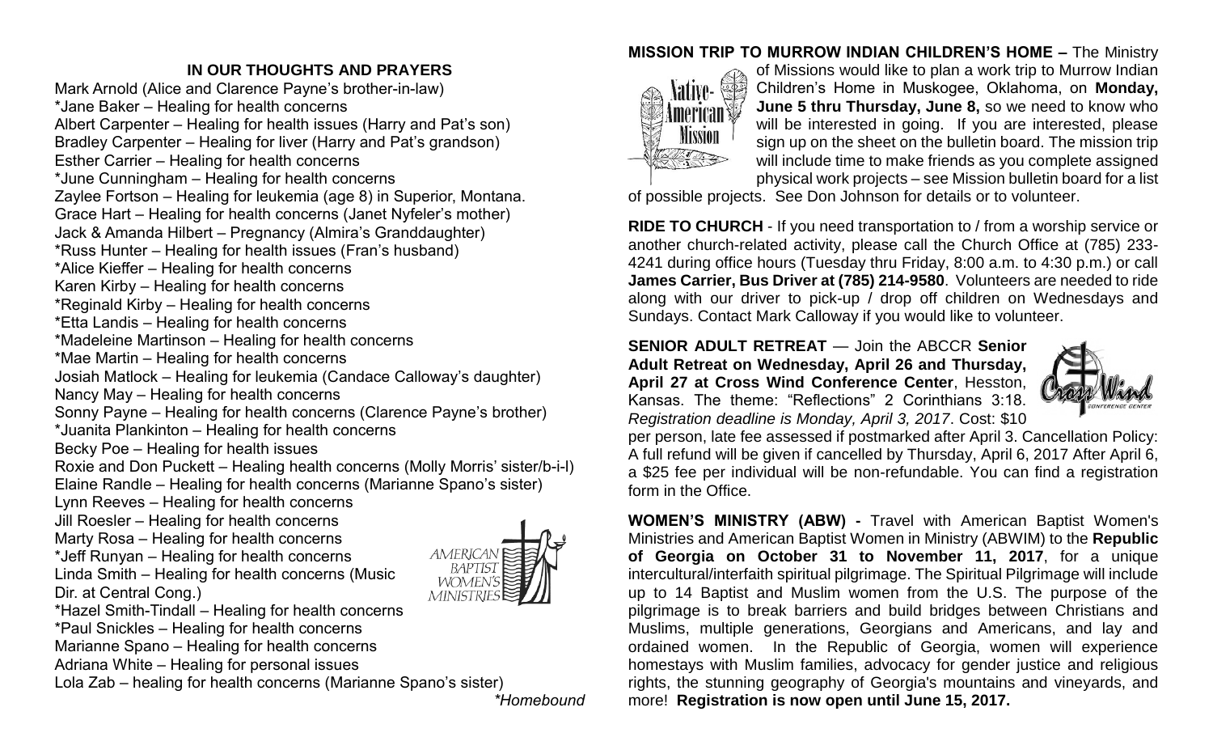## IN OUR THOUGHTS AND PRAYERS

Mark Arnold (Alice and Clarence Payne's brother-in-law)
*Jane Baker – Healing for health concerns
Albert Carpenter – Healing for health issues (Harry and Pat's son)
Bradley Carpenter – Healing for liver (Harry and Pat's grandson)
Esther Carrier – Healing for health concerns
*June Cunningham – Healing for health concerns
Zaylee Fortson – Healing for leukemia (age 8) in Superior, Montana.
Grace Hart – Healing for health concerns (Janet Nyfeler's mother)
Jack & Amanda Hilbert – Pregnancy (Almira's Granddaughter)
*Russ Hunter – Healing for health issues (Fran's husband)
*Alice Kieffer – Healing for health concerns
Karen Kirby – Healing for health concerns
*Reginald Kirby – Healing for health concerns
*Etta Landis – Healing for health concerns
*Madeleine Martinson – Healing for health concerns
*Mae Martin – Healing for health concerns
Josiah Matlock – Healing for leukemia (Candace Calloway's daughter)
Nancy May – Healing for health concerns
Sonny Payne – Healing for health concerns (Clarence Payne's brother)
*Juanita Plankinton – Healing for health concerns
Becky Poe – Healing for health issues
Roxie and Don Puckett – Healing health concerns (Molly Morris' sister/b-i-l)
Elaine Randle – Healing for health concerns (Marianne Spano's sister)
Lynn Reeves – Healing for health concerns
Jill Roesler – Healing for health concerns
Marty Rosa – Healing for health concerns
*Jeff Runyan – Healing for health concerns
Linda Smith – Healing for health concerns (Music Dir. at Central Cong.)
*Hazel Smith-Tindall – Healing for health concerns
*Paul Snickles – Healing for health concerns
Marianne Spano – Healing for health concerns
Adriana White – Healing for personal issues
Lola Zab – healing for health concerns (Marianne Spano's sister)

*\*Homebound*

**MISSION TRIP TO MURROW INDIAN CHILDREN'S HOME –** The Ministry of Missions would like to plan a work trip to Murrow Indian Children's Home in Muskogee, Oklahoma, on **Monday, June 5 thru Thursday, June 8,** so we need to know who will be interested in going. If you are interested, please sign up on the sheet on the bulletin board. The mission trip will include time to make friends as you complete assigned physical work projects – see Mission bulletin board for a list of possible projects. See Don Johnson for details or to volunteer.

**RIDE TO CHURCH** - If you need transportation to / from a worship service or another church-related activity, please call the Church Office at (785) 233-4241 during office hours (Tuesday thru Friday, 8:00 a.m. to 4:30 p.m.) or call **James Carrier, Bus Driver at (785) 214-9580**. Volunteers are needed to ride along with our driver to pick-up / drop off children on Wednesdays and Sundays. Contact Mark Calloway if you would like to volunteer.

**SENIOR ADULT RETREAT** — Join the ABCCR **Senior Adult Retreat on Wednesday, April 26 and Thursday, April 27 at Cross Wind Conference Center**, Hesston, Kansas. The theme: "Reflections" 2 Corinthians 3:18. *Registration deadline is Monday, April 3, 2017*. Cost: $10 per person, late fee assessed if postmarked after April 3. Cancellation Policy: A full refund will be given if cancelled by Thursday, April 6, 2017 After April 6, a $25 fee per individual will be non-refundable. You can find a registration form in the Office.

**WOMEN'S MINISTRY (ABW) -** Travel with American Baptist Women's Ministries and American Baptist Women in Ministry (ABWIM) to the **Republic of Georgia on October 31 to November 11, 2017**, for a unique intercultural/interfaith spiritual pilgrimage. The Spiritual Pilgrimage will include up to 14 Baptist and Muslim women from the U.S. The purpose of the pilgrimage is to break barriers and build bridges between Christians and Muslims, multiple generations, Georgians and Americans, and lay and ordained women. In the Republic of Georgia, women will experience homestays with Muslim families, advocacy for gender justice and religious rights, the stunning geography of Georgia's mountains and vineyards, and more! **Registration is now open until June 15, 2017.**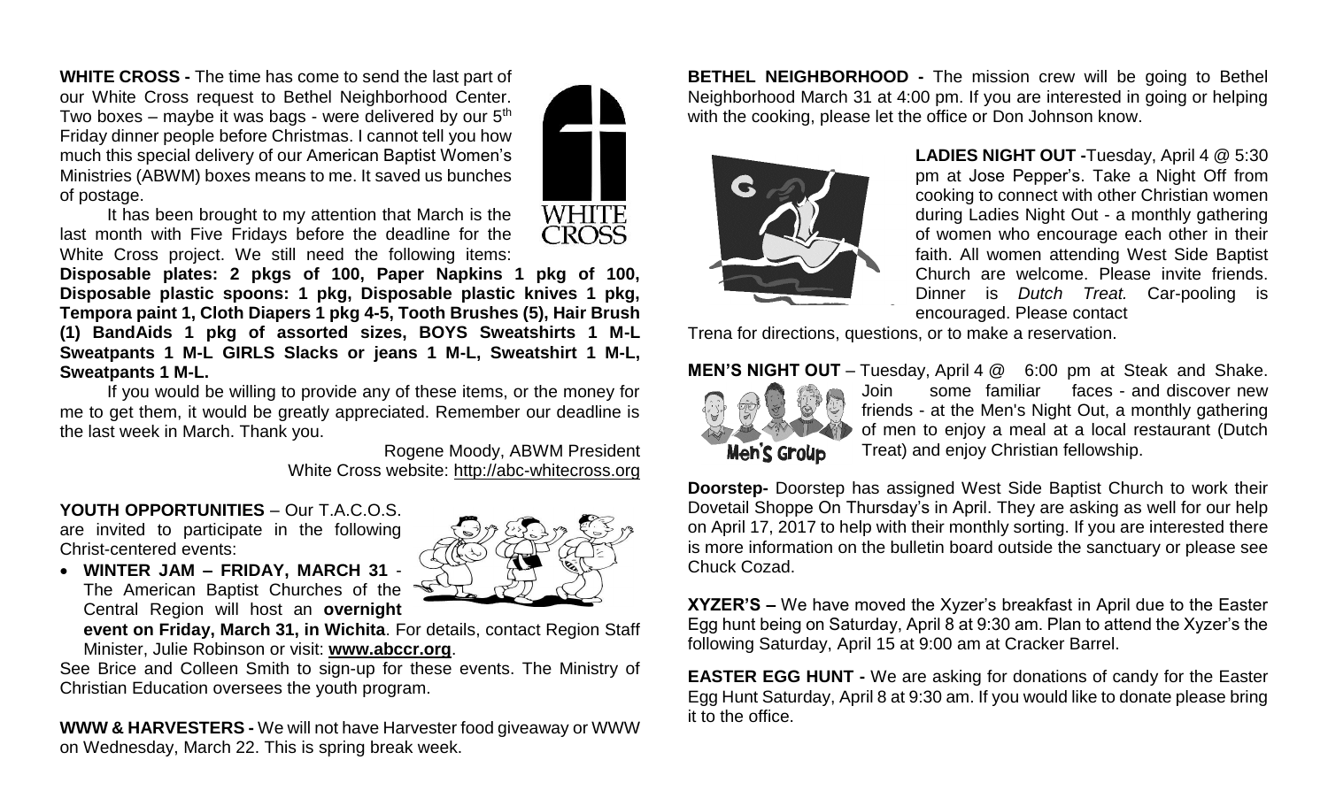**WHITE CROSS -** The time has come to send the last part of our White Cross request to Bethel Neighborhood Center. Two boxes – maybe it was bags - were delivered by our 5th Friday dinner people before Christmas. I cannot tell you how much this special delivery of our American Baptist Women's Ministries (ABWM) boxes means to me. It saved us bunches of postage.

It has been brought to my attention that March is the last month with Five Fridays before the deadline for the White Cross project. We still need the following items: **Disposable plates: 2 pkgs of 100, Paper Napkins 1 pkg of 100, Disposable plastic spoons: 1 pkg, Disposable plastic knives 1 pkg, Tempora paint 1, Cloth Diapers 1 pkg 4-5, Tooth Brushes (5), Hair Brush (1) BandAids 1 pkg of assorted sizes, BOYS Sweatshirts 1 M-L Sweatpants 1 M-L GIRLS Slacks or jeans 1 M-L, Sweatshirt 1 M-L, Sweatpants 1 M-L.**

If you would be willing to provide any of these items, or the money for me to get them, it would be greatly appreciated. Remember our deadline is the last week in March. Thank you.

Rogene Moody, ABWM President
White Cross website: http://abc-whitecross.org

**YOUTH OPPORTUNITIES** – Our T.A.C.O.S. are invited to participate in the following Christ-centered events:

- **WINTER JAM – FRIDAY, MARCH 31** - The American Baptist Churches of the Central Region will host an **overnight event on Friday, March 31, in Wichita**. For details, contact Region Staff Minister, Julie Robinson or visit: **www.abccr.org**.

See Brice and Colleen Smith to sign-up for these events. The Ministry of Christian Education oversees the youth program.

**WWW & HARVESTERS -** We will not have Harvester food giveaway or WWW on Wednesday, March 22. This is spring break week.

**BETHEL NEIGHBORHOOD -** The mission crew will be going to Bethel Neighborhood March 31 at 4:00 pm. If you are interested in going or helping with the cooking, please let the office or Don Johnson know.

**LADIES NIGHT OUT -**Tuesday, April 4 @ 5:30 pm at Jose Pepper's. Take a Night Off from cooking to connect with other Christian women during Ladies Night Out - a monthly gathering of women who encourage each other in their faith. All women attending West Side Baptist Church are welcome. Please invite friends. Dinner is *Dutch Treat.* Car-pooling is encouraged. Please contact Trena for directions, questions, or to make a reservation.

**MEN'S NIGHT OUT** – Tuesday, April 4 @ 6:00 pm at Steak and Shake. Join some familiar faces - and discover new friends - at the Men's Night Out, a monthly gathering of men to enjoy a meal at a local restaurant (Dutch Treat) and enjoy Christian fellowship.

**Doorstep-** Doorstep has assigned West Side Baptist Church to work their Dovetail Shoppe On Thursday's in April. They are asking as well for our help on April 17, 2017 to help with their monthly sorting. If you are interested there is more information on the bulletin board outside the sanctuary or please see Chuck Cozad.

**XYZER'S –** We have moved the Xyzer's breakfast in April due to the Easter Egg hunt being on Saturday, April 8 at 9:30 am. Plan to attend the Xyzer's the following Saturday, April 15 at 9:00 am at Cracker Barrel.

**EASTER EGG HUNT -** We are asking for donations of candy for the Easter Egg Hunt Saturday, April 8 at 9:30 am. If you would like to donate please bring it to the office.